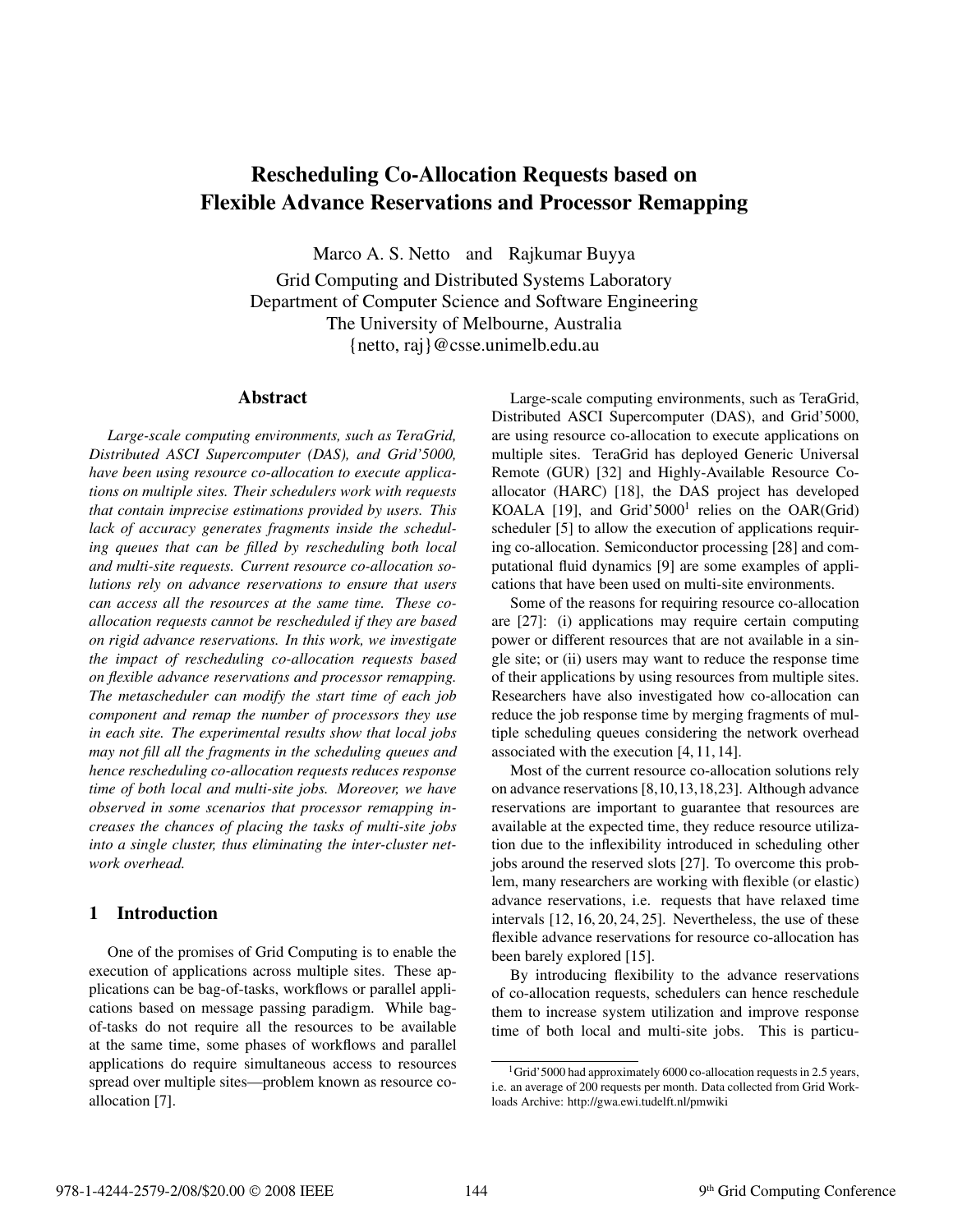# Rescheduling Co-Allocation Requests based on Flexible Advance Reservations and Processor Remapping

Marco A. S. Netto and Rajkumar Buyya

Grid Computing and Distributed Systems Laboratory
Department of Computer Science and Software Engineering
The University of Melbourne, Australia
{netto, raj}@csse.unimelb.edu.au

## Abstract

*Large-scale computing environments, such as TeraGrid, Distributed ASCI Supercomputer (DAS), and Grid'5000, have been using resource co-allocation to execute applications on multiple sites. Their schedulers work with requests that contain imprecise estimations provided by users. This lack of accuracy generates fragments inside the scheduling queues that can be filled by rescheduling both local and multi-site requests. Current resource co-allocation solutions rely on advance reservations to ensure that users can access all the resources at the same time. These co-allocation requests cannot be rescheduled if they are based on rigid advance reservations. In this work, we investigate the impact of rescheduling co-allocation requests based on flexible advance reservations and processor remapping. The metascheduler can modify the start time of each job component and remap the number of processors they use in each site. The experimental results show that local jobs may not fill all the fragments in the scheduling queues and hence rescheduling co-allocation requests reduces response time of both local and multi-site jobs. Moreover, we have observed in some scenarios that processor remapping increases the chances of placing the tasks of multi-site jobs into a single cluster, thus eliminating the inter-cluster network overhead.*

## 1 Introduction

One of the promises of Grid Computing is to enable the execution of applications across multiple sites. These applications can be bag-of-tasks, workflows or parallel applications based on message passing paradigm. While bag-of-tasks do not require all the resources to be available at the same time, some phases of workflows and parallel applications do require simultaneous access to resources spread over multiple sites—problem known as resource co-allocation [7].

Large-scale computing environments, such as TeraGrid, Distributed ASCI Supercomputer (DAS), and Grid'5000, are using resource co-allocation to execute applications on multiple sites. TeraGrid has deployed Generic Universal Remote (GUR) [32] and Highly-Available Resource Co-allocator (HARC) [18], the DAS project has developed KOALA [19], and Grid'5000[1] relies on the OAR(Grid) scheduler [5] to allow the execution of applications requiring co-allocation. Semiconductor processing [28] and computational fluid dynamics [9] are some examples of applications that have been used on multi-site environments.

Some of the reasons for requiring resource co-allocation are [27]: (i) applications may require certain computing power or different resources that are not available in a single site; or (ii) users may want to reduce the response time of their applications by using resources from multiple sites. Researchers have also investigated how co-allocation can reduce the job response time by merging fragments of multiple scheduling queues considering the network overhead associated with the execution [4, 11, 14].

Most of the current resource co-allocation solutions rely on advance reservations [8,10,13,18,23]. Although advance reservations are important to guarantee that resources are available at the expected time, they reduce resource utilization due to the inflexibility introduced in scheduling other jobs around the reserved slots [27]. To overcome this problem, many researchers are working with flexible (or elastic) advance reservations, i.e. requests that have relaxed time intervals [12, 16, 20, 24, 25]. Nevertheless, the use of these flexible advance reservations for resource co-allocation has been barely explored [15].

By introducing flexibility to the advance reservations of co-allocation requests, schedulers can hence reschedule them to increase system utilization and improve response time of both local and multi-site jobs. This is particu-

[1] Grid'5000 had approximately 6000 co-allocation requests in 2.5 years, i.e. an average of 200 requests per month. Data collected from Grid Workloads Archive: http://gwa.ewi.tudelft.nl/pmwiki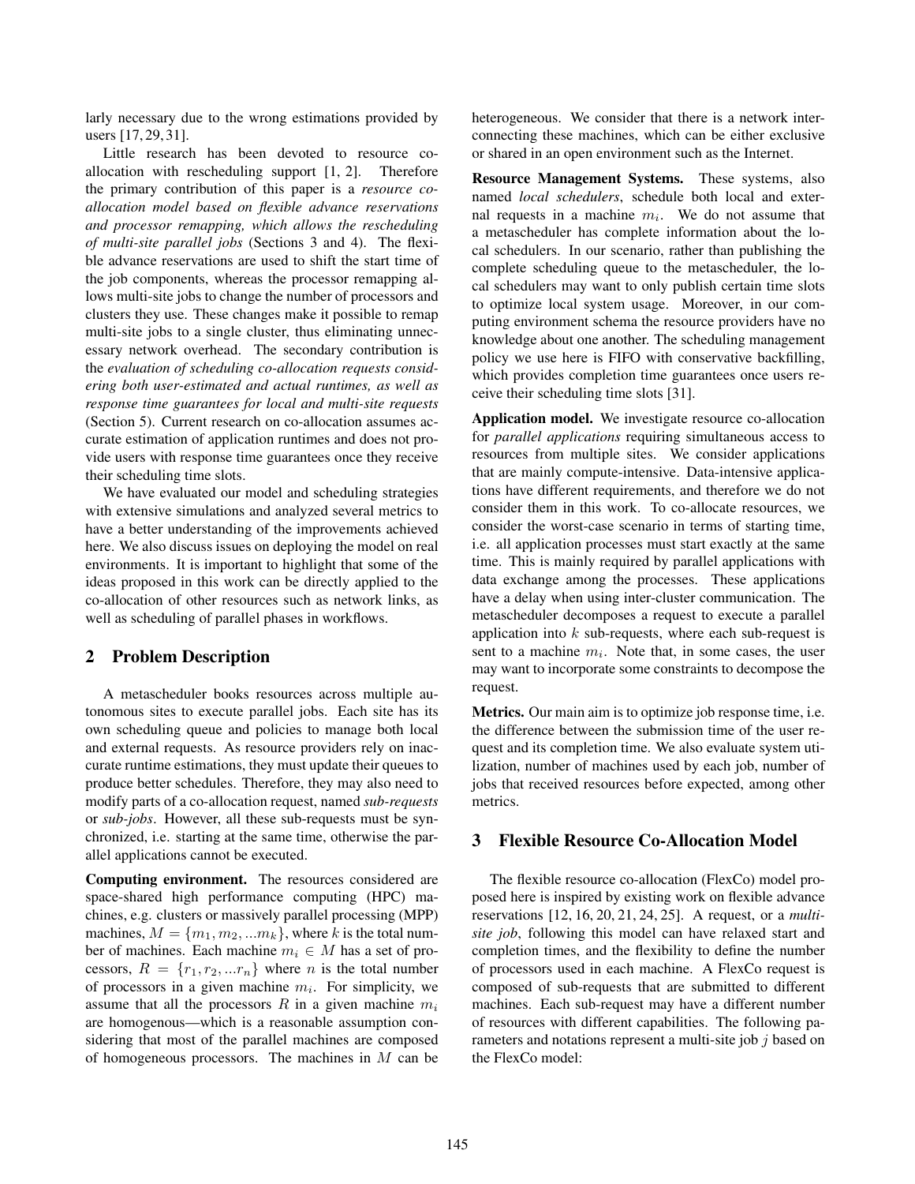larly necessary due to the wrong estimations provided by users [17, 29, 31].

Little research has been devoted to resource co-allocation with rescheduling support [1, 2]. Therefore the primary contribution of this paper is a *resource co-allocation model based on flexible advance reservations and processor remapping, which allows the rescheduling of multi-site parallel jobs* (Sections 3 and 4). The flexible advance reservations are used to shift the start time of the job components, whereas the processor remapping allows multi-site jobs to change the number of processors and clusters they use. These changes make it possible to remap multi-site jobs to a single cluster, thus eliminating unnecessary network overhead. The secondary contribution is the *evaluation of scheduling co-allocation requests considering both user-estimated and actual runtimes, as well as response time guarantees for local and multi-site requests* (Section 5). Current research on co-allocation assumes accurate estimation of application runtimes and does not provide users with response time guarantees once they receive their scheduling time slots.

We have evaluated our model and scheduling strategies with extensive simulations and analyzed several metrics to have a better understanding of the improvements achieved here. We also discuss issues on deploying the model on real environments. It is important to highlight that some of the ideas proposed in this work can be directly applied to the co-allocation of other resources such as network links, as well as scheduling of parallel phases in workflows.

## 2 Problem Description

A metascheduler books resources across multiple autonomous sites to execute parallel jobs. Each site has its own scheduling queue and policies to manage both local and external requests. As resource providers rely on inaccurate runtime estimations, they must update their queues to produce better schedules. Therefore, they may also need to modify parts of a co-allocation request, named ***sub-requests*** or ***sub-jobs***. However, all these sub-requests must be synchronized, i.e. starting at the same time, otherwise the parallel applications cannot be executed.

**Computing environment.** The resources considered are space-shared high performance computing (HPC) machines, e.g. clusters or massively parallel processing (MPP) machines, $M = \{m_1, m_2, ...m_k\}$, where $k$ is the total number of machines. Each machine $m_i \in M$ has a set of processors, $R = \{r_1, r_2, ...r_n\}$ where $n$ is the total number of processors in a given machine $m_i$. For simplicity, we assume that all the processors $R$ in a given machine $m_i$ are homogenous—which is a reasonable assumption considering that most of the parallel machines are composed of homogeneous processors. The machines in $M$ can be heterogeneous. We consider that there is a network interconnecting these machines, which can be either exclusive or shared in an open environment such as the Internet.

**Resource Management Systems.** These systems, also named *local schedulers*, schedule both local and external requests in a machine $m_i$. We do not assume that a metascheduler has complete information about the local schedulers. In our scenario, rather than publishing the complete scheduling queue to the metascheduler, the local schedulers may want to only publish certain time slots to optimize local system usage. Moreover, in our computing environment schema the resource providers have no knowledge about one another. The scheduling management policy we use here is FIFO with conservative backfilling, which provides completion time guarantees once users receive their scheduling time slots [31].

**Application model.** We investigate resource co-allocation for *parallel applications* requiring simultaneous access to resources from multiple sites. We consider applications that are mainly compute-intensive. Data-intensive applications have different requirements, and therefore we do not consider them in this work. To co-allocate resources, we consider the worst-case scenario in terms of starting time, i.e. all application processes must start exactly at the same time. This is mainly required by parallel applications with data exchange among the processes. These applications have a delay when using inter-cluster communication. The metascheduler decomposes a request to execute a parallel application into $k$ sub-requests, where each sub-request is sent to a machine $m_i$. Note that, in some cases, the user may want to incorporate some constraints to decompose the request.

**Metrics.** Our main aim is to optimize job response time, i.e. the difference between the submission time of the user request and its completion time. We also evaluate system utilization, number of machines used by each job, number of jobs that received resources before expected, among other metrics.

## 3 Flexible Resource Co-Allocation Model

The flexible resource co-allocation (FlexCo) model proposed here is inspired by existing work on flexible advance reservations [12, 16, 20, 21, 24, 25]. A request, or a *multi-site job*, following this model can have relaxed start and completion times, and the flexibility to define the number of processors used in each machine. A FlexCo request is composed of sub-requests that are submitted to different machines. Each sub-request may have a different number of resources with different capabilities. The following parameters and notations represent a multi-site job $j$ based on the FlexCo model: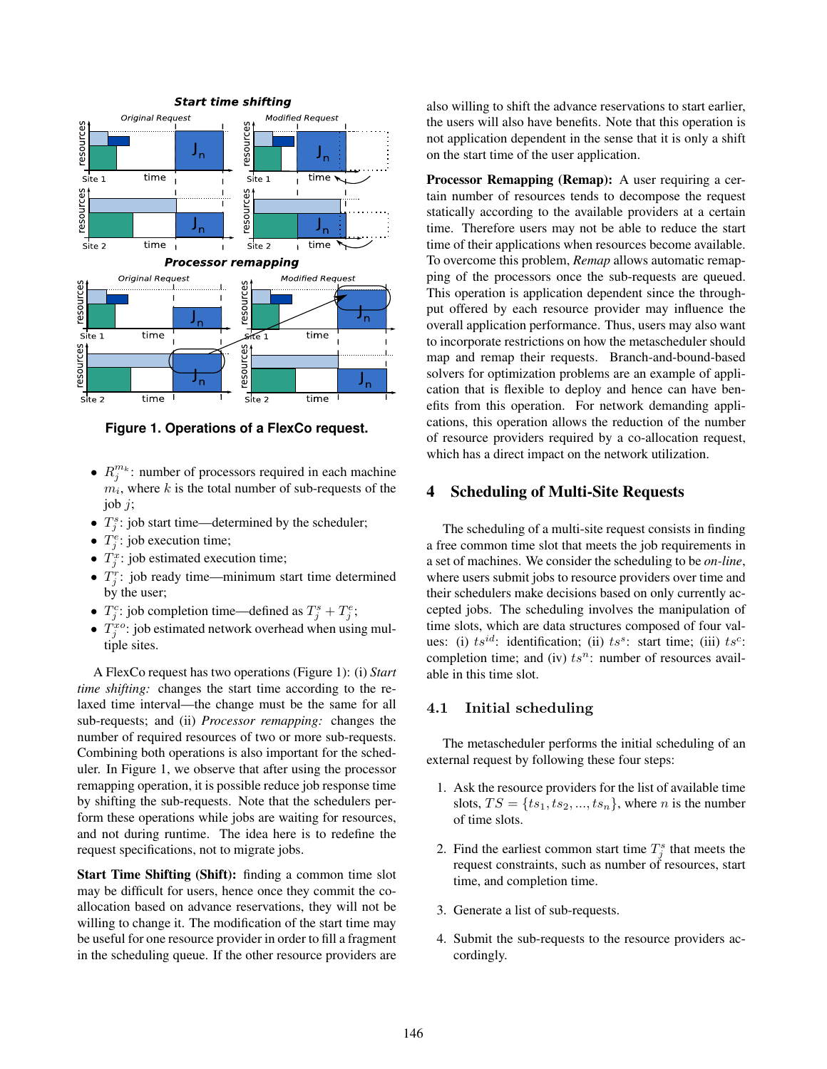Start time shifting

Original Request

Modified Request

Processor remapping

Original Request

Modified Request

Figure 1. Operations of a FlexCo request.

- $R_j^{m_k}$: number of processors required in each machine $m_i$, where $k$ is the total number of sub-requests of the job $j$;
- $T_j^s$: job start time—determined by the scheduler;
- $T_j^e$: job execution time;
- $T_j^x$: job estimated execution time;
- $T_j^r$: job ready time—minimum start time determined by the user;
- $T_j^c$: job completion time—defined as $T_j^s + T_j^e$;
- $T_j^{xo}$: job estimated network overhead when using multiple sites.

A FlexCo request has two operations (Figure 1): (i) *Start time shifting:* changes the start time according to the relaxed time interval—the change must be the same for all sub-requests; and (ii) *Processor remapping:* changes the number of required resources of two or more sub-requests. Combining both operations is also important for the scheduler. In Figure 1, we observe that after using the processor remapping operation, it is possible reduce job response time by shifting the sub-requests. Note that the schedulers perform these operations while jobs are waiting for resources, and not during runtime. The idea here is to redefine the request specifications, not to migrate jobs.

**Start Time Shifting (Shift):** finding a common time slot may be difficult for users, hence once they commit the co-allocation based on advance reservations, they will not be willing to change it. The modification of the start time may be useful for one resource provider in order to fill a fragment in the scheduling queue. If the other resource providers are also willing to shift the advance reservations to start earlier, the users will also have benefits. Note that this operation is not application dependent in the sense that it is only a shift on the start time of the user application.

**Processor Remapping (Remap):** A user requiring a certain number of resources tends to decompose the request statically according to the available providers at a certain time. Therefore users may not be able to reduce the start time of their applications when resources become available. To overcome this problem, *Remap* allows automatic remapping of the processors once the sub-requests are queued. This operation is application dependent since the throughput offered by each resource provider may influence the overall application performance. Thus, users may also want to incorporate restrictions on how the metascheduler should map and remap their requests. Branch-and-bound-based solvers for optimization problems are an example of application that is flexible to deploy and hence can have benefits from this operation. For network demanding applications, this operation allows the reduction of the number of resource providers required by a co-allocation request, which has a direct impact on the network utilization.

## 4 Scheduling of Multi-Site Requests

The scheduling of a multi-site request consists in finding a free common time slot that meets the job requirements in a set of machines. We consider the scheduling to be *on-line*, where users submit jobs to resource providers over time and their schedulers make decisions based on only currently accepted jobs. The scheduling involves the manipulation of time slots, which are data structures composed of four values: (i) $ts^{id}$: identification; (ii) $ts^s$: start time; (iii) $ts^c$: completion time; and (iv) $ts^n$: number of resources available in this time slot.

### 4.1 Initial scheduling

The metascheduler performs the initial scheduling of an external request by following these four steps:

1. Ask the resource providers for the list of available time slots, $TS = \{ts_1, ts_2, ..., ts_n\}$, where $n$ is the number of time slots.

2. Find the earliest common start time $T_j^s$ that meets the request constraints, such as number of resources, start time, and completion time.

3. Generate a list of sub-requests.

4. Submit the sub-requests to the resource providers accordingly.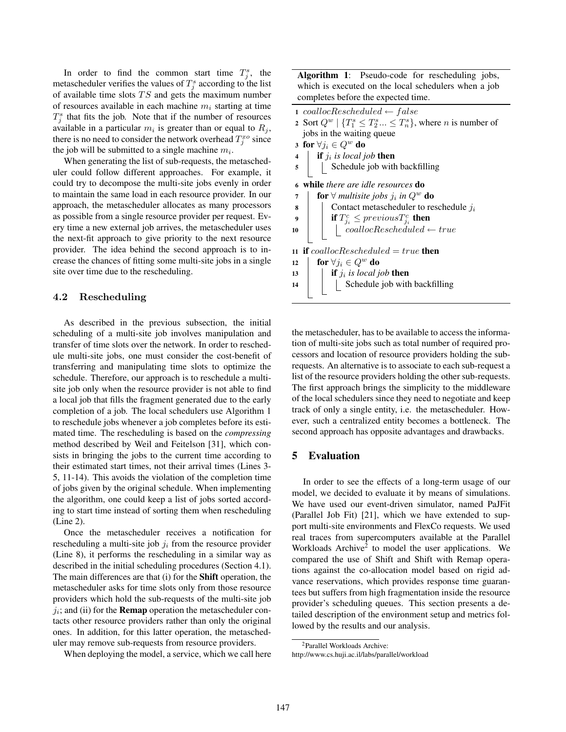In order to find the common start time $T_j^s$, the metascheduler verifies the values of $T_j^s$ according to the list of available time slots $TS$ and gets the maximum number of resources available in each machine $m_i$ starting at time $T_j^s$ that fits the job. Note that if the number of resources available in a particular $m_i$ is greater than or equal to $R_j$, there is no need to consider the network overhead $T_j^{xo}$ since the job will be submitted to a single machine $m_i$.

When generating the list of sub-requests, the metascheduler could follow different approaches. For example, it could try to decompose the multi-site jobs evenly in order to maintain the same load in each resource provider. In our approach, the metascheduler allocates as many processors as possible from a single resource provider per request. Every time a new external job arrives, the metascheduler uses the next-fit approach to give priority to the next resource provider. The idea behind the second approach is to increase the chances of fitting some multi-site jobs in a single site over time due to the rescheduling.

### 4.2 Rescheduling

As described in the previous subsection, the initial scheduling of a multi-site job involves manipulation and transfer of time slots over the network. In order to reschedule multi-site jobs, one must consider the cost-benefit of transferring and manipulating time slots to optimize the schedule. Therefore, our approach is to reschedule a multi-site job only when the resource provider is not able to find a local job that fills the fragment generated due to the early completion of a job. The local schedulers use Algorithm 1 to reschedule jobs whenever a job completes before its estimated time. The rescheduling is based on the *compressing* method described by Weil and Feitelson [31], which consists in bringing the jobs to the current time according to their estimated start times, not their arrival times (Lines 3-5, 11-14). This avoids the violation of the completion time of jobs given by the original schedule. When implementing the algorithm, one could keep a list of jobs sorted according to start time instead of sorting them when rescheduling (Line 2).

Once the metascheduler receives a notification for rescheduling a multi-site job $j_i$ from the resource provider (Line 8), it performs the rescheduling in a similar way as described in the initial scheduling procedures (Section 4.1). The main differences are that (i) for the **Shift** operation, the metascheduler asks for time slots only from those resource providers which hold the sub-requests of the multi-site job $j_i$; and (ii) for the **Remap** operation the metascheduler contacts other resource providers rather than only the original ones. In addition, for this latter operation, the metascheduler may remove sub-requests from resource providers.

When deploying the model, a service, which we call here the metascheduler, has to be available to access the information of multi-site jobs such as total number of required processors and location of resource providers holding the sub-requests. An alternative is to associate to each sub-request a list of the resource providers holding the other sub-requests. The first approach brings the simplicity to the middleware of the local schedulers since they need to negotiate and keep track of only a single entity, i.e. the metascheduler. However, such a centralized entity becomes a bottleneck. The second approach has opposite advantages and drawbacks.

**Algorithm 1**: Pseudo-code for rescheduling jobs, which is executed on the local schedulers when a job completes before the expected time.

```
1  coallocRescheduled ← false
2  Sort Q^w | {T_1^s ≤ T_2^s ... ≤ T_n^s}, where n is number of
   jobs in the waiting queue
3  for ∀j_i ∈ Q^w do
4      if j_i is local job then
5          Schedule job with backfilling
6  while there are idle resources do
7      for ∀ multisite jobs j_i in Q^w do
8          Contact metascheduler to reschedule j_i
9          if T_{j_i}^c ≤ previousT_{j_i}^c then
10             coallocRescheduled ← true
11 if coallocRescheduled = true then
12     for ∀j_i ∈ Q^w do
13         if j_i is local job then
14             Schedule job with backfilling
```

## 5 Evaluation

In order to see the effects of a long-term usage of our model, we decided to evaluate it by means of simulations. We have used our event-driven simulator, named PaJFit (Parallel Job Fit) [21], which we have extended to support multi-site environments and FlexCo requests. We used real traces from supercomputers available at the Parallel Workloads Archive[2] to model the user applications. We compared the use of Shift and Shift with Remap operations against the co-allocation model based on rigid advance reservations, which provides response time guarantees but suffers from high fragmentation inside the resource provider's scheduling queues. This section presents a detailed description of the environment setup and metrics followed by the results and our analysis.

[2] Parallel Workloads Archive:
http://www.cs.huji.ac.il/labs/parallel/workload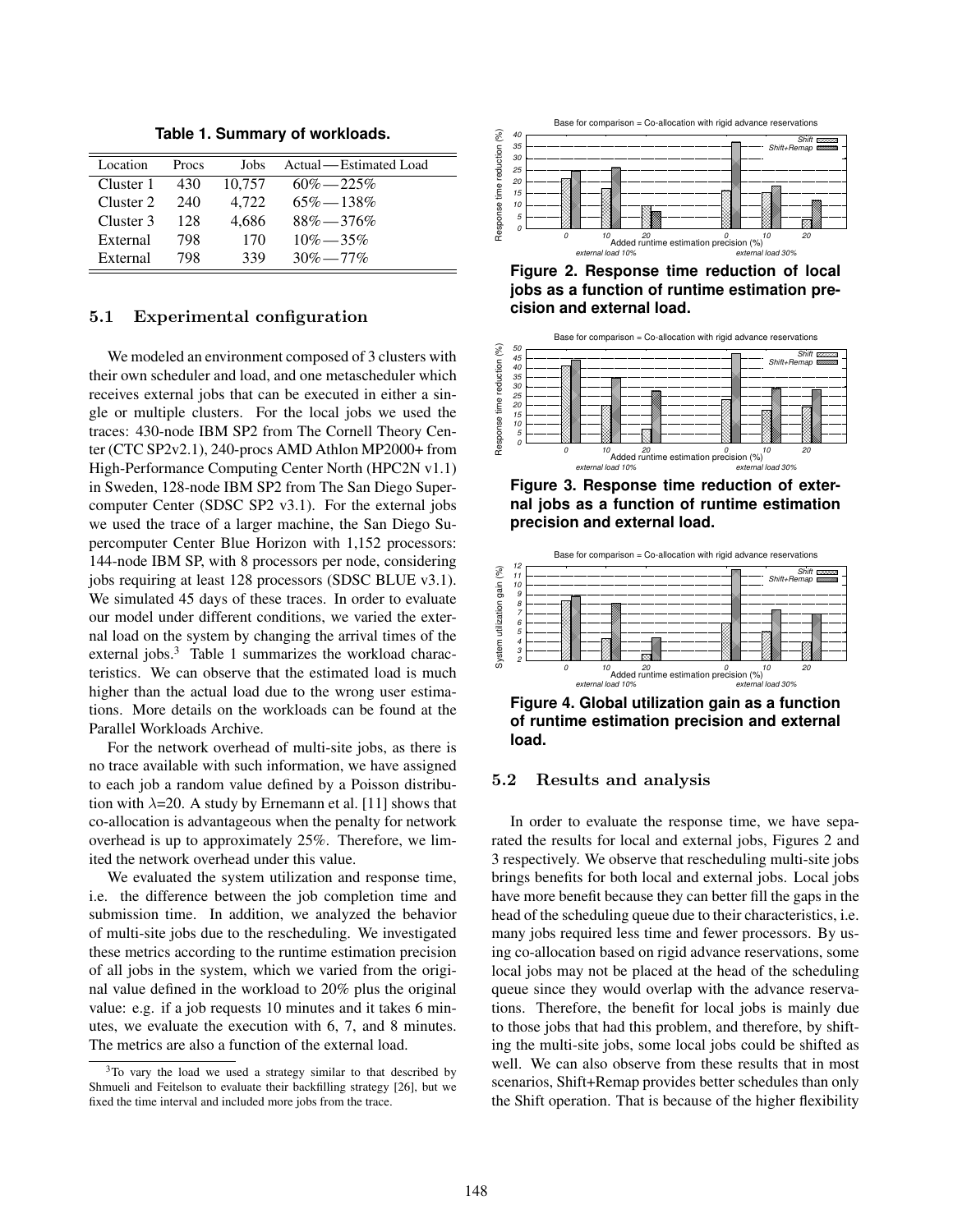**Table 1. Summary of workloads.**

| Location | Procs | Jobs | Actual — Estimated Load |
|---|---|---|---|
| Cluster 1 | 430 | 10,757 | 60% — 225% |
| Cluster 2 | 240 | 4,722 | 65% — 138% |
| Cluster 3 | 128 | 4,686 | 88% — 376% |
| External | 798 | 170 | 10% — 35% |
| External | 798 | 339 | 30% — 77% |

### 5.1 Experimental configuration

We modeled an environment composed of 3 clusters with their own scheduler and load, and one metascheduler which receives external jobs that can be executed in either a single or multiple clusters. For the local jobs we used the traces: 430-node IBM SP2 from The Cornell Theory Center (CTC SP2v2.1), 240-procs AMD Athlon MP2000+ from High-Performance Computing Center North (HPC2N v1.1) in Sweden, 128-node IBM SP2 from The San Diego Supercomputer Center (SDSC SP2 v3.1). For the external jobs we used the trace of a larger machine, the San Diego Supercomputer Center Blue Horizon with 1,152 processors: 144-node IBM SP, with 8 processors per node, considering jobs requiring at least 128 processors (SDSC BLUE v3.1). We simulated 45 days of these traces. In order to evaluate our model under different conditions, we varied the external load on the system by changing the arrival times of the external jobs.[3] Table 1 summarizes the workload characteristics. We can observe that the estimated load is much higher than the actual load due to the wrong user estimations. More details on the workloads can be found at the Parallel Workloads Archive.

For the network overhead of multi-site jobs, as there is no trace available with such information, we have assigned to each job a random value defined by a Poisson distribution with $\lambda$=20. A study by Ernemann et al. [11] shows that co-allocation is advantageous when the penalty for network overhead is up to approximately 25%. Therefore, we limited the network overhead under this value.

We evaluated the system utilization and response time, i.e. the difference between the job completion time and submission time. In addition, we analyzed the behavior of multi-site jobs due to the rescheduling. We investigated these metrics according to the runtime estimation precision of all jobs in the system, which we varied from the original value defined in the workload to 20% plus the original value: e.g. if a job requests 10 minutes and it takes 6 minutes, we evaluate the execution with 6, 7, and 8 minutes. The metrics are also a function of the external load.

[3] To vary the load we used a strategy similar to that described by Shmueli and Feitelson to evaluate their backfilling strategy [26], but we fixed the time interval and included more jobs from the trace.

**Figure 2. Response time reduction of local jobs as a function of runtime estimation precision and external load.**

**Figure 3. Response time reduction of external jobs as a function of runtime estimation precision and external load.**

**Figure 4. Global utilization gain as a function of runtime estimation precision and external load.**

### 5.2 Results and analysis

In order to evaluate the response time, we have separated the results for local and external jobs, Figures 2 and 3 respectively. We observe that rescheduling multi-site jobs brings benefits for both local and external jobs. Local jobs have more benefit because they can better fill the gaps in the head of the scheduling queue due to their characteristics, i.e. many jobs required less time and fewer processors. By using co-allocation based on rigid advance reservations, some local jobs may not be placed at the head of the scheduling queue since they would overlap with the advance reservations. Therefore, the benefit for local jobs is mainly due to those jobs that had this problem, and therefore, by shifting the multi-site jobs, some local jobs could be shifted as well. We can also observe from these results that in most scenarios, Shift+Remap provides better schedules than only the Shift operation. That is because of the higher flexibility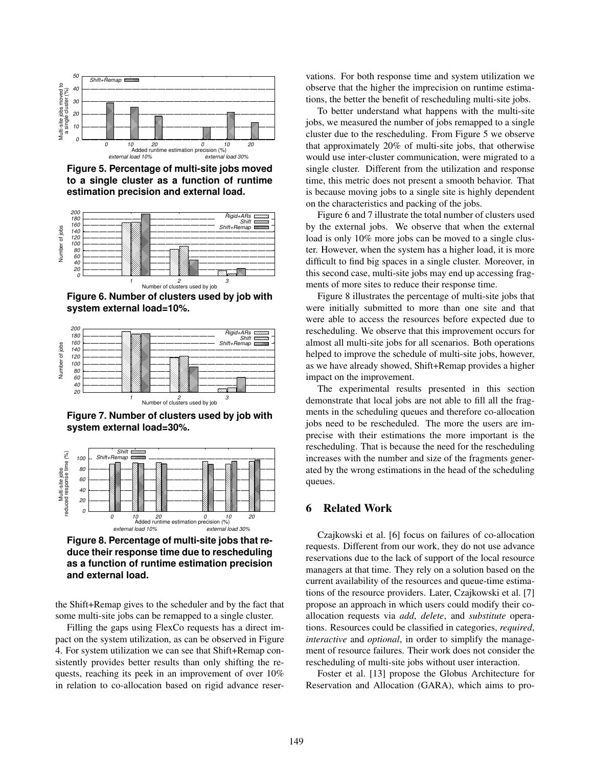Figure 5. Percentage of multi-site jobs moved to a single cluster as a function of runtime estimation precision and external load.

Figure 6. Number of clusters used by job with system external load=10%.

Figure 7. Number of clusters used by job with system external load=30%.

Figure 8. Percentage of multi-site jobs that reduce their response time due to rescheduling as a function of runtime estimation precision and external load.

the Shift+Remap gives to the scheduler and by the fact that some multi-site jobs can be remapped to a single cluster.

Filling the gaps using FlexCo requests has a direct impact on the system utilization, as can be observed in Figure 4. For system utilization we can see that Shift+Remap consistently provides better results than only shifting the requests, reaching its peek in an improvement of over 10% in relation to co-allocation based on rigid advance reservations. For both response time and system utilization we observe that the higher the imprecision on runtime estimations, the better the benefit of rescheduling multi-site jobs.

To better understand what happens with the multi-site jobs, we measured the number of jobs remapped to a single cluster due to the rescheduling. From Figure 5 we observe that approximately 20% of multi-site jobs, that otherwise would use inter-cluster communication, were migrated to a single cluster. Different from the utilization and response time, this metric does not present a smooth behavior. That is because moving jobs to a single site is highly dependent on the characteristics and packing of the jobs.

Figure 6 and 7 illustrate the total number of clusters used by the external jobs. We observe that when the external load is only 10% more jobs can be moved to a single cluster. However, when the system has a higher load, it is more difficult to find big spaces in a single cluster. Moreover, in this second case, multi-site jobs may end up accessing fragments of more sites to reduce their response time.

Figure 8 illustrates the percentage of multi-site jobs that were initially submitted to more than one site and that were able to access the resources before expected due to rescheduling. We observe that this improvement occurs for almost all multi-site jobs for all scenarios. Both operations helped to improve the schedule of multi-site jobs, however, as we have already showed, Shift+Remap provides a higher impact on the improvement.

The experimental results presented in this section demonstrate that local jobs are not able to fill all the fragments in the scheduling queues and therefore co-allocation jobs need to be rescheduled. The more the users are imprecise with their estimations the more important is the rescheduling. That is because the need for the rescheduling increases with the number and size of the fragments generated by the wrong estimations in the head of the scheduling queues.

## 6 Related Work

Czajkowski et al. [6] focus on failures of co-allocation requests. Different from our work, they do not use advance reservations due to the lack of support of the local resource managers at that time. They rely on a solution based on the current availability of the resources and queue-time estimations of the resource providers. Later, Czajkowski et al. [7] propose an approach in which users could modify their co-allocation requests via *add*, *delete*, and *substitute* operations. Resources could be classified in categories, *required*, *interactive* and *optional*, in order to simplify the management of resource failures. Their work does not consider the rescheduling of multi-site jobs without user interaction.

Foster et al. [13] propose the Globus Architecture for Reservation and Allocation (GARA), which aims to pro-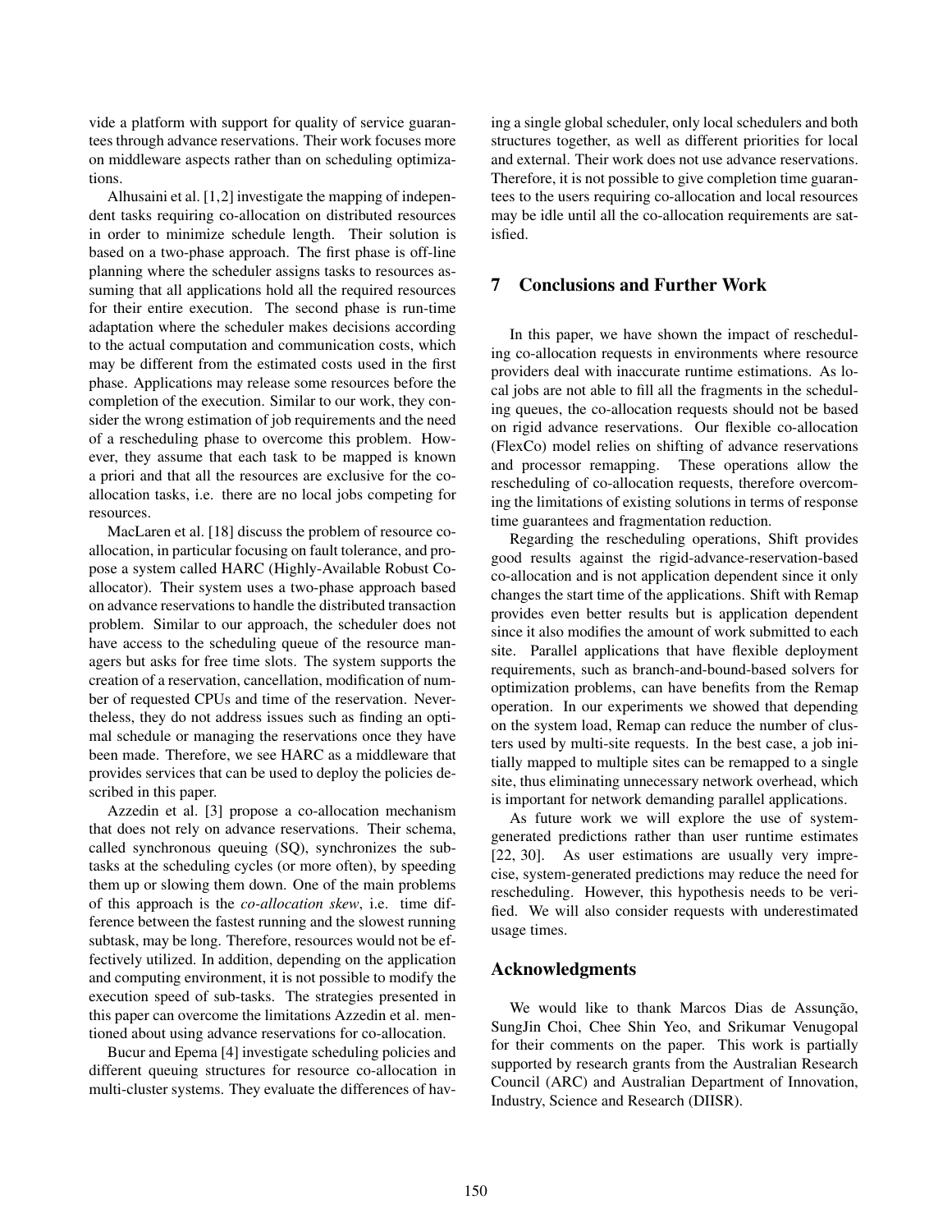vide a platform with support for quality of service guarantees through advance reservations. Their work focuses more on middleware aspects rather than on scheduling optimizations.

Alhusaini et al. [1,2] investigate the mapping of independent tasks requiring co-allocation on distributed resources in order to minimize schedule length. Their solution is based on a two-phase approach. The first phase is off-line planning where the scheduler assigns tasks to resources assuming that all applications hold all the required resources for their entire execution. The second phase is run-time adaptation where the scheduler makes decisions according to the actual computation and communication costs, which may be different from the estimated costs used in the first phase. Applications may release some resources before the completion of the execution. Similar to our work, they consider the wrong estimation of job requirements and the need of a rescheduling phase to overcome this problem. However, they assume that each task to be mapped is known a priori and that all the resources are exclusive for the co-allocation tasks, i.e. there are no local jobs competing for resources.

MacLaren et al. [18] discuss the problem of resource co-allocation, in particular focusing on fault tolerance, and propose a system called HARC (Highly-Available Robust Co-allocator). Their system uses a two-phase approach based on advance reservations to handle the distributed transaction problem. Similar to our approach, the scheduler does not have access to the scheduling queue of the resource managers but asks for free time slots. The system supports the creation of a reservation, cancellation, modification of number of requested CPUs and time of the reservation. Nevertheless, they do not address issues such as finding an optimal schedule or managing the reservations once they have been made. Therefore, we see HARC as a middleware that provides services that can be used to deploy the policies described in this paper.

Azzedin et al. [3] propose a co-allocation mechanism that does not rely on advance reservations. Their schema, called synchronous queuing (SQ), synchronizes the subtasks at the scheduling cycles (or more often), by speeding them up or slowing them down. One of the main problems of this approach is the *co-allocation skew*, i.e. time difference between the fastest running and the slowest running subtask, may be long. Therefore, resources would not be effectively utilized. In addition, depending on the application and computing environment, it is not possible to modify the execution speed of sub-tasks. The strategies presented in this paper can overcome the limitations Azzedin et al. mentioned about using advance reservations for co-allocation.

Bucur and Epema [4] investigate scheduling policies and different queuing structures for resource co-allocation in multi-cluster systems. They evaluate the differences of having a single global scheduler, only local schedulers and both structures together, as well as different priorities for local and external. Their work does not use advance reservations. Therefore, it is not possible to give completion time guarantees to the users requiring co-allocation and local resources may be idle until all the co-allocation requirements are satisfied.

## 7 Conclusions and Further Work

In this paper, we have shown the impact of rescheduling co-allocation requests in environments where resource providers deal with inaccurate runtime estimations. As local jobs are not able to fill all the fragments in the scheduling queues, the co-allocation requests should not be based on rigid advance reservations. Our flexible co-allocation (FlexCo) model relies on shifting of advance reservations and processor remapping. These operations allow the rescheduling of co-allocation requests, therefore overcoming the limitations of existing solutions in terms of response time guarantees and fragmentation reduction.

Regarding the rescheduling operations, Shift provides good results against the rigid-advance-reservation-based co-allocation and is not application dependent since it only changes the start time of the applications. Shift with Remap provides even better results but is application dependent since it also modifies the amount of work submitted to each site. Parallel applications that have flexible deployment requirements, such as branch-and-bound-based solvers for optimization problems, can have benefits from the Remap operation. In our experiments we showed that depending on the system load, Remap can reduce the number of clusters used by multi-site requests. In the best case, a job initially mapped to multiple sites can be remapped to a single site, thus eliminating unnecessary network overhead, which is important for network demanding parallel applications.

As future work we will explore the use of system-generated predictions rather than user runtime estimates [22, 30]. As user estimations are usually very imprecise, system-generated predictions may reduce the need for rescheduling. However, this hypothesis needs to be verified. We will also consider requests with underestimated usage times.

## Acknowledgments

We would like to thank Marcos Dias de Assunção, SungJin Choi, Chee Shin Yeo, and Srikumar Venugopal for their comments on the paper. This work is partially supported by research grants from the Australian Research Council (ARC) and Australian Department of Innovation, Industry, Science and Research (DIISR).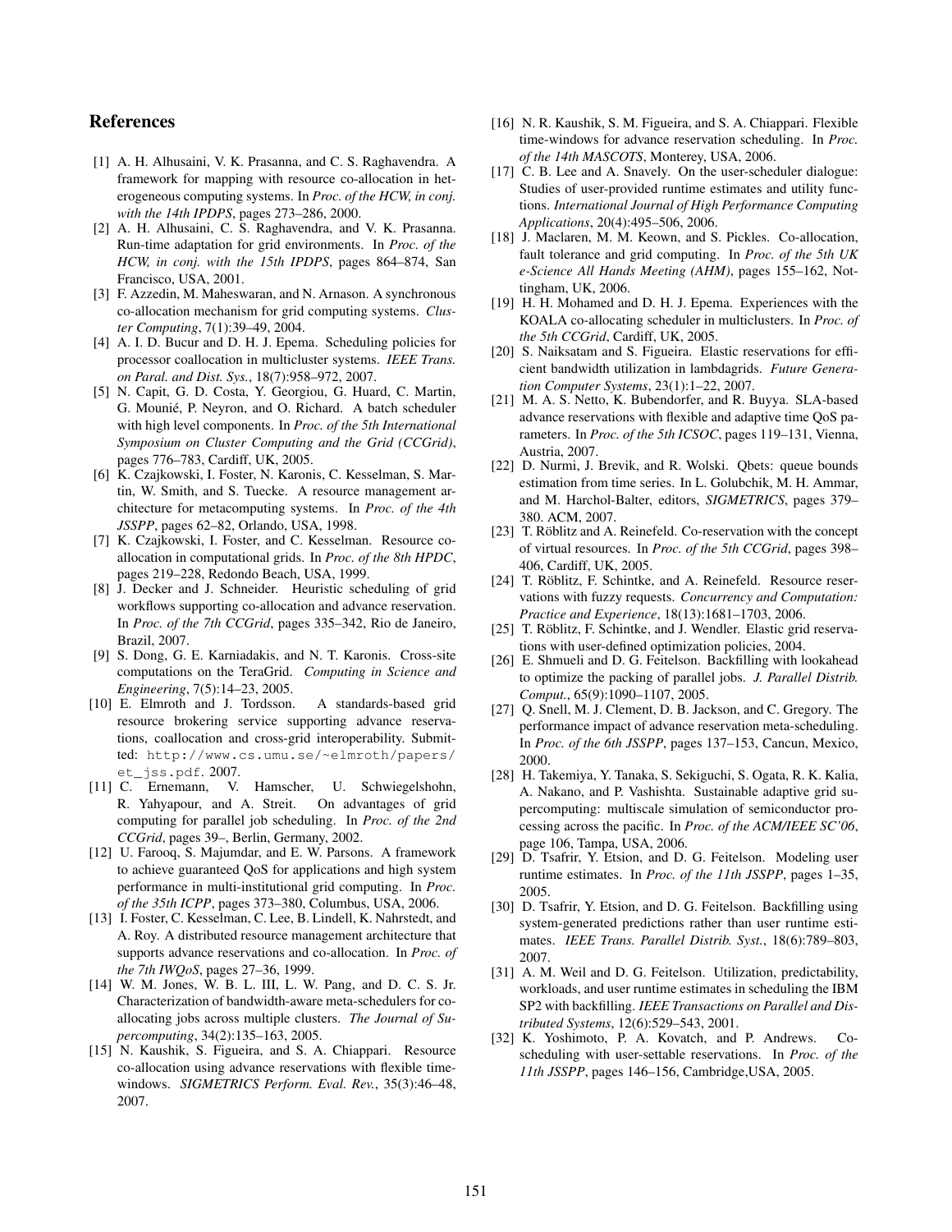## References

[1] A. H. Alhusaini, V. K. Prasanna, and C. S. Raghavendra. A framework for mapping with resource co-allocation in heterogeneous computing systems. In *Proc. of the HCW, in conj. with the 14th IPDPS*, pages 273–286, 2000.

[2] A. H. Alhusaini, C. S. Raghavendra, and V. K. Prasanna. Run-time adaptation for grid environments. In *Proc. of the HCW, in conj. with the 15th IPDPS*, pages 864–874, San Francisco, USA, 2001.

[3] F. Azzedin, M. Maheswaran, and N. Arnason. A synchronous co-allocation mechanism for grid computing systems. *Cluster Computing*, 7(1):39–49, 2004.

[4] A. I. D. Bucur and D. H. J. Epema. Scheduling policies for processor coallocation in multicluster systems. *IEEE Trans. on Paral. and Dist. Sys.*, 18(7):958–972, 2007.

[5] N. Capit, G. D. Costa, Y. Georgiou, G. Huard, C. Martin, G. Mounié, P. Neyron, and O. Richard. A batch scheduler with high level components. In *Proc. of the 5th International Symposium on Cluster Computing and the Grid (CCGrid)*, pages 776–783, Cardiff, UK, 2005.

[6] K. Czajkowski, I. Foster, N. Karonis, C. Kesselman, S. Martin, W. Smith, and S. Tuecke. A resource management architecture for metacomputing systems. In *Proc. of the 4th JSSPP*, pages 62–82, Orlando, USA, 1998.

[7] K. Czajkowski, I. Foster, and C. Kesselman. Resource co-allocation in computational grids. In *Proc. of the 8th HPDC*, pages 219–228, Redondo Beach, USA, 1999.

[8] J. Decker and J. Schneider. Heuristic scheduling of grid workflows supporting co-allocation and advance reservation. In *Proc. of the 7th CCGrid*, pages 335–342, Rio de Janeiro, Brazil, 2007.

[9] S. Dong, G. E. Karniadakis, and N. T. Karonis. Cross-site computations on the TeraGrid. *Computing in Science and Engineering*, 7(5):14–23, 2005.

[10] E. Elmroth and J. Tordsson. A standards-based grid resource brokering service supporting advance reservations, coallocation and cross-grid interoperability. Submitted: http://www.cs.umu.se/~elmroth/papers/et_jss.pdf. 2007.

[11] C. Ernemann, V. Hamscher, U. Schwiegelshohn, R. Yahyapour, and A. Streit. On advantages of grid computing for parallel job scheduling. In *Proc. of the 2nd CCGrid*, pages 39–, Berlin, Germany, 2002.

[12] U. Farooq, S. Majumdar, and E. W. Parsons. A framework to achieve guaranteed QoS for applications and high system performance in multi-institutional grid computing. In *Proc. of the 35th ICPP*, pages 373–380, Columbus, USA, 2006.

[13] I. Foster, C. Kesselman, C. Lee, B. Lindell, K. Nahrstedt, and A. Roy. A distributed resource management architecture that supports advance reservations and co-allocation. In *Proc. of the 7th IWQoS*, pages 27–36, 1999.

[14] W. M. Jones, W. B. L. III, L. W. Pang, and D. C. S. Jr. Characterization of bandwidth-aware meta-schedulers for co-allocating jobs across multiple clusters. *The Journal of Supercomputing*, 34(2):135–163, 2005.

[15] N. Kaushik, S. Figueira, and S. A. Chiappari. Resource co-allocation using advance reservations with flexible time-windows. *SIGMETRICS Perform. Eval. Rev.*, 35(3):46–48, 2007.

[16] N. R. Kaushik, S. M. Figueira, and S. A. Chiappari. Flexible time-windows for advance reservation scheduling. In *Proc. of the 14th MASCOTS*, Monterey, USA, 2006.

[17] C. B. Lee and A. Snavely. On the user-scheduler dialogue: Studies of user-provided runtime estimates and utility functions. *International Journal of High Performance Computing Applications*, 20(4):495–506, 2006.

[18] J. Maclaren, M. M. Keown, and S. Pickles. Co-allocation, fault tolerance and grid computing. In *Proc. of the 5th UK e-Science All Hands Meeting (AHM)*, pages 155–162, Nottingham, UK, 2006.

[19] H. H. Mohamed and D. H. J. Epema. Experiences with the KOALA co-allocating scheduler in multiclusters. In *Proc. of the 5th CCGrid*, Cardiff, UK, 2005.

[20] S. Naiksatam and S. Figueira. Elastic reservations for efficient bandwidth utilization in lambdagrids. *Future Generation Computer Systems*, 23(1):1–22, 2007.

[21] M. A. S. Netto, K. Bubendorfer, and R. Buyya. SLA-based advance reservations with flexible and adaptive time QoS parameters. In *Proc. of the 5th ICSOC*, pages 119–131, Vienna, Austria, 2007.

[22] D. Nurmi, J. Brevik, and R. Wolski. Qbets: queue bounds estimation from time series. In L. Golubchik, M. H. Ammar, and M. Harchol-Balter, editors, *SIGMETRICS*, pages 379–380. ACM, 2007.

[23] T. Röblitz and A. Reinefeld. Co-reservation with the concept of virtual resources. In *Proc. of the 5th CCGrid*, pages 398–406, Cardiff, UK, 2005.

[24] T. Röblitz, F. Schintke, and A. Reinefeld. Resource reservations with fuzzy requests. *Concurrency and Computation: Practice and Experience*, 18(13):1681–1703, 2006.

[25] T. Röblitz, F. Schintke, and J. Wendler. Elastic grid reservations with user-defined optimization policies, 2004.

[26] E. Shmueli and D. G. Feitelson. Backfilling with lookahead to optimize the packing of parallel jobs. *J. Parallel Distrib. Comput.*, 65(9):1090–1107, 2005.

[27] Q. Snell, M. J. Clement, D. B. Jackson, and C. Gregory. The performance impact of advance reservation meta-scheduling. In *Proc. of the 6th JSSPP*, pages 137–153, Cancun, Mexico, 2000.

[28] H. Takemiya, Y. Tanaka, S. Sekiguchi, S. Ogata, R. K. Kalia, A. Nakano, and P. Vashishta. Sustainable adaptive grid supercomputing: multiscale simulation of semiconductor processing across the pacific. In *Proc. of the ACM/IEEE SC'06*, page 106, Tampa, USA, 2006.

[29] D. Tsafrir, Y. Etsion, and D. G. Feitelson. Modeling user runtime estimates. In *Proc. of the 11th JSSPP*, pages 1–35, 2005.

[30] D. Tsafrir, Y. Etsion, and D. G. Feitelson. Backfilling using system-generated predictions rather than user runtime estimates. *IEEE Trans. Parallel Distrib. Syst.*, 18(6):789–803, 2007.

[31] A. M. Weil and D. G. Feitelson. Utilization, predictability, workloads, and user runtime estimates in scheduling the IBM SP2 with backfilling. *IEEE Transactions on Parallel and Distributed Systems*, 12(6):529–543, 2001.

[32] K. Yoshimoto, P. A. Kovatch, and P. Andrews. Co-scheduling with user-settable reservations. In *Proc. of the 11th JSSPP*, pages 146–156, Cambridge,USA, 2005.